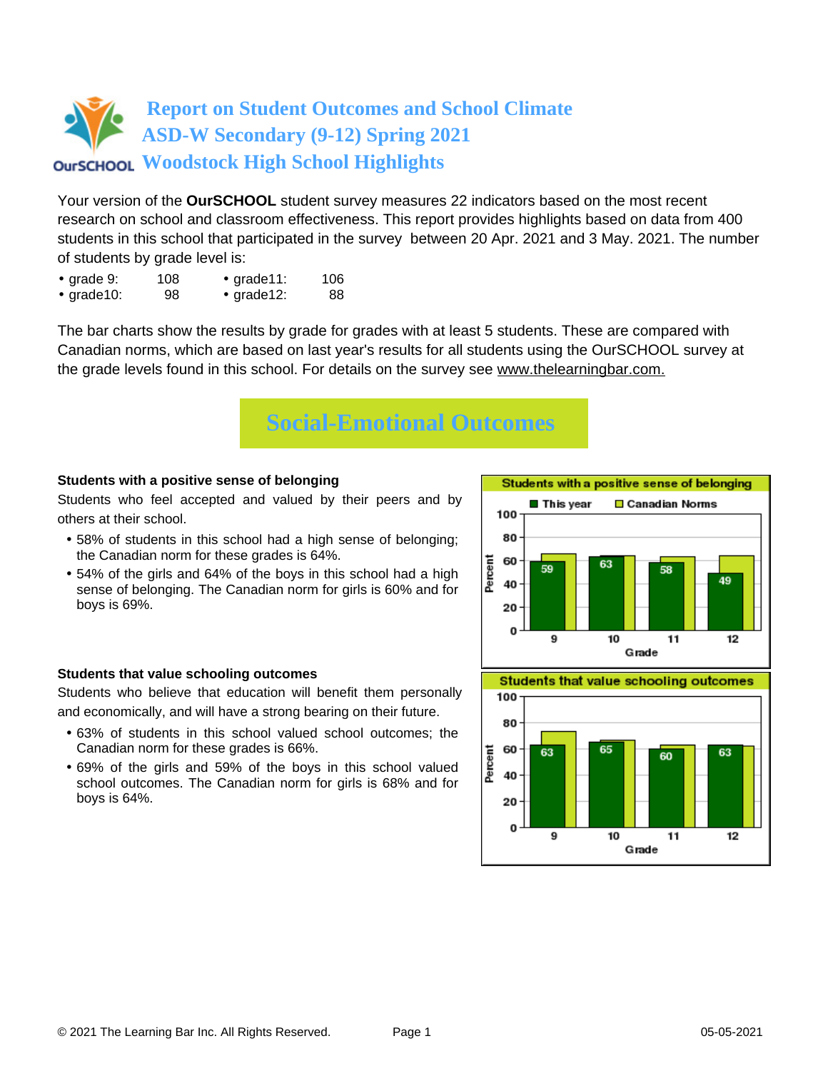# Report on Student Outcomes and School Climate
# ASD-W Secondary (9-12) Spring 2021
# Woodstock High School Highlights

Your version of the **OurSCHOOL** student survey measures 22 indicators based on the most recent research on school and classroom effectiveness. This report provides highlights based on data from 400 students in this school that participated in the survey between 20 Apr. 2021 and 3 May. 2021. The number of students by grade level is:

- grade 9: 108
- grade10: 98
- grade11: 106
- grade12: 88

The bar charts show the results by grade for grades with at least 5 students. These are compared with Canadian norms, which are based on last year's results for all students using the OurSCHOOL survey at the grade levels found in this school. For details on the survey see www.thelearningbar.com.

## Social-Emotional Outcomes

### Students with a positive sense of belonging

Students who feel accepted and valued by their peers and by others at their school.

- 58% of students in this school had a high sense of belonging; the Canadian norm for these grades is 64%.
- 54% of the girls and 64% of the boys in this school had a high sense of belonging. The Canadian norm for girls is 60% and for boys is 69%.

**Students with a positive sense of belonging**

| Grade | This year | Canadian Norms |
|---|---|---|
| 9 | 59 | |
| 10 | 63 | |
| 11 | 58 | |
| 12 | 49 | |

### Students that value schooling outcomes

Students who believe that education will benefit them personally and economically, and will have a strong bearing on their future.

- 63% of students in this school valued school outcomes; the Canadian norm for these grades is 66%.
- 69% of the girls and 59% of the boys in this school valued school outcomes. The Canadian norm for girls is 68% and for boys is 64%.

**Students that value schooling outcomes**

| Grade | This year | Canadian Norms |
|---|---|---|
| 9 | 63 | |
| 10 | 65 | |
| 11 | 60 | |
| 12 | 63 | |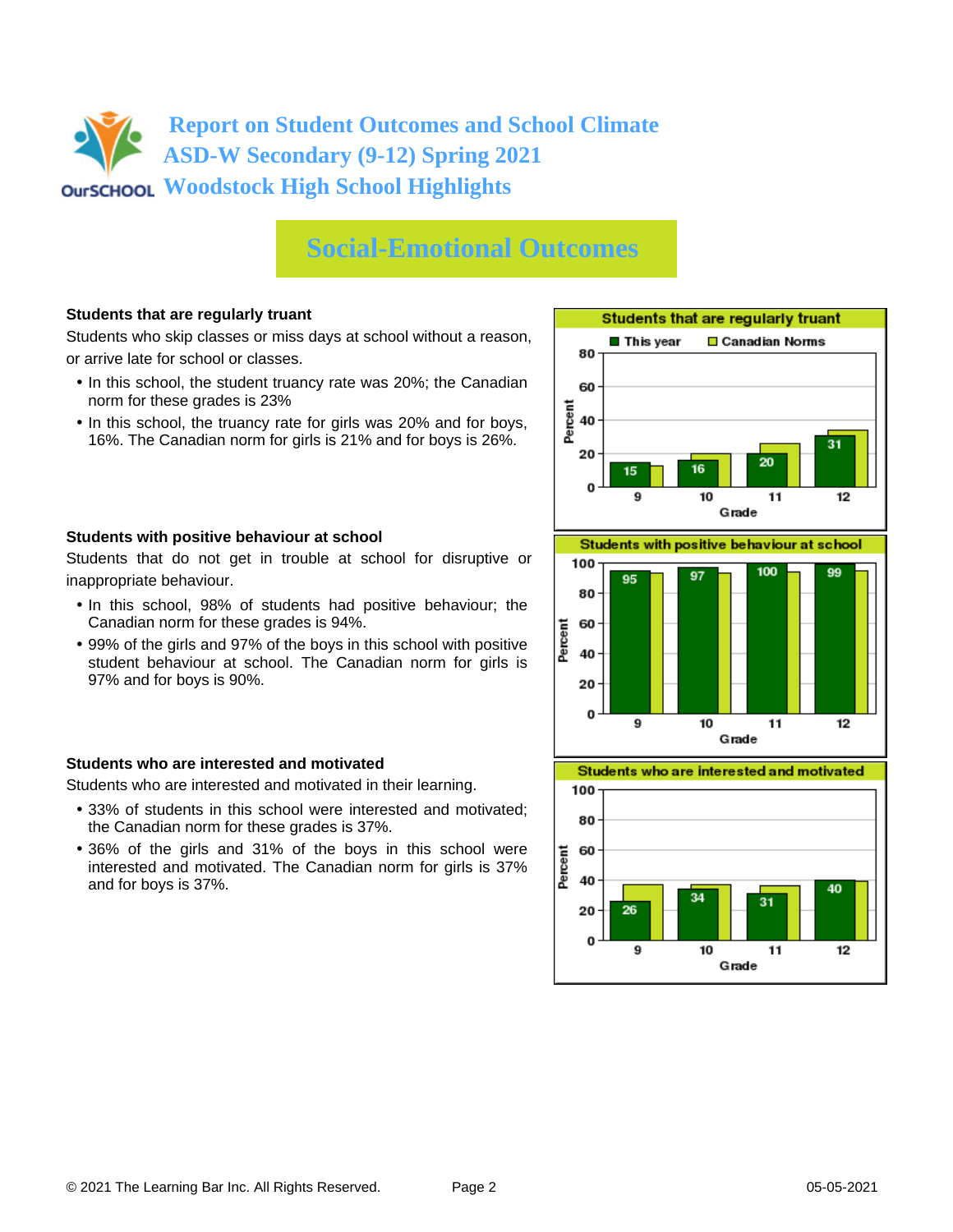# Report on Student Outcomes and School Climate
# ASD-W Secondary (9-12) Spring 2021
# Woodstock High School Highlights

## Social-Emotional Outcomes

### Students that are regularly truant

Students who skip classes or miss days at school without a reason, or arrive late for school or classes.

- In this school, the student truancy rate was 20%; the Canadian norm for these grades is 23%
- In this school, the truancy rate for girls was 20% and for boys, 16%. The Canadian norm for girls is 21% and for boys is 26%.

**Students that are regularly truant**

| Grade | This year | Canadian Norms |
|---|---|---|
| 9 | 15 | |
| 10 | 16 | |
| 11 | 20 | |
| 12 | 31 | |

### Students with positive behaviour at school

Students that do not get in trouble at school for disruptive or inappropriate behaviour.

- In this school, 98% of students had positive behaviour; the Canadian norm for these grades is 94%.
- 99% of the girls and 97% of the boys in this school with positive student behaviour at school. The Canadian norm for girls is 97% and for boys is 90%.

**Students with positive behaviour at school**

| Grade | This year | Canadian Norms |
|---|---|---|
| 9 | 95 | |
| 10 | 97 | |
| 11 | 100 | |
| 12 | 99 | |

### Students who are interested and motivated

Students who are interested and motivated in their learning.

- 33% of students in this school were interested and motivated; the Canadian norm for these grades is 37%.
- 36% of the girls and 31% of the boys in this school were interested and motivated. The Canadian norm for girls is 37% and for boys is 37%.

**Students who are interested and motivated**

| Grade | This year | Canadian Norms |
|---|---|---|
| 9 | 26 | |
| 10 | 34 | |
| 11 | 31 | |
| 12 | 40 | |

© 2021 The Learning Bar Inc. All Rights Reserved. 05-05-2021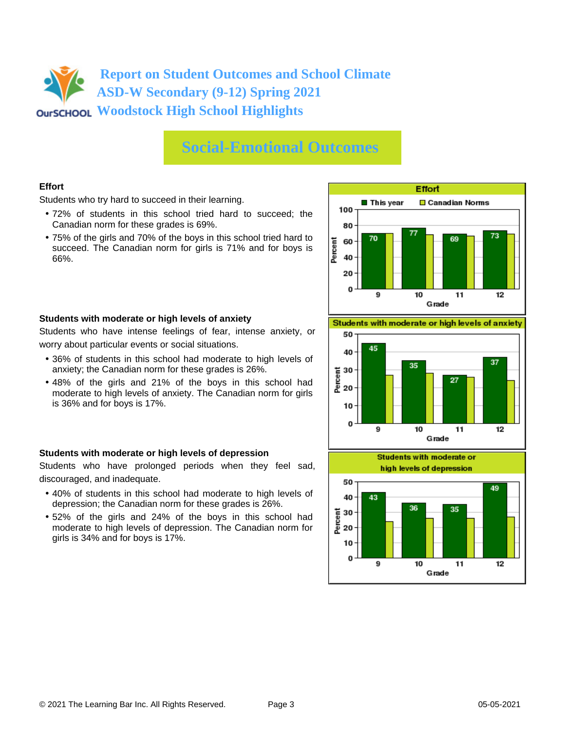# Report on Student Outcomes and School Climate
## ASD-W Secondary (9-12) Spring 2021
## Woodstock High School Highlights

## Social-Emotional Outcomes

### Effort

Students who try hard to succeed in their learning.

- 72% of students in this school tried hard to succeed; the Canadian norm for these grades is 69%.
- 75% of the girls and 70% of the boys in this school tried hard to succeed. The Canadian norm for girls is 71% and for boys is 66%.

**Effort** (Percent)

| Grade | This year | Canadian Norms |
|---|---|---|
| 9 | 70 | |
| 10 | 77 | |
| 11 | 69 | |
| 12 | 73 | |

### Students with moderate or high levels of anxiety

Students who have intense feelings of fear, intense anxiety, or worry about particular events or social situations.

- 36% of students in this school had moderate to high levels of anxiety; the Canadian norm for these grades is 26%.
- 48% of the girls and 21% of the boys in this school had moderate to high levels of anxiety. The Canadian norm for girls is 36% and for boys is 17%.

**Students with moderate or high levels of anxiety** (Percent)

| Grade | This year | Canadian Norms |
|---|---|---|
| 9 | 45 | |
| 10 | 35 | |
| 11 | 27 | |
| 12 | 37 | |

### Students with moderate or high levels of depression

Students who have prolonged periods when they feel sad, discouraged, and inadequate.

- 40% of students in this school had moderate to high levels of depression; the Canadian norm for these grades is 26%.
- 52% of the girls and 24% of the boys in this school had moderate to high levels of depression. The Canadian norm for girls is 34% and for boys is 17%.

**Students with moderate or high levels of depression** (Percent)

| Grade | This year | Canadian Norms |
|---|---|---|
| 9 | 43 | |
| 10 | 36 | |
| 11 | 35 | |
| 12 | 49 | |

© 2021 The Learning Bar Inc. All Rights Reserved. 05-05-2021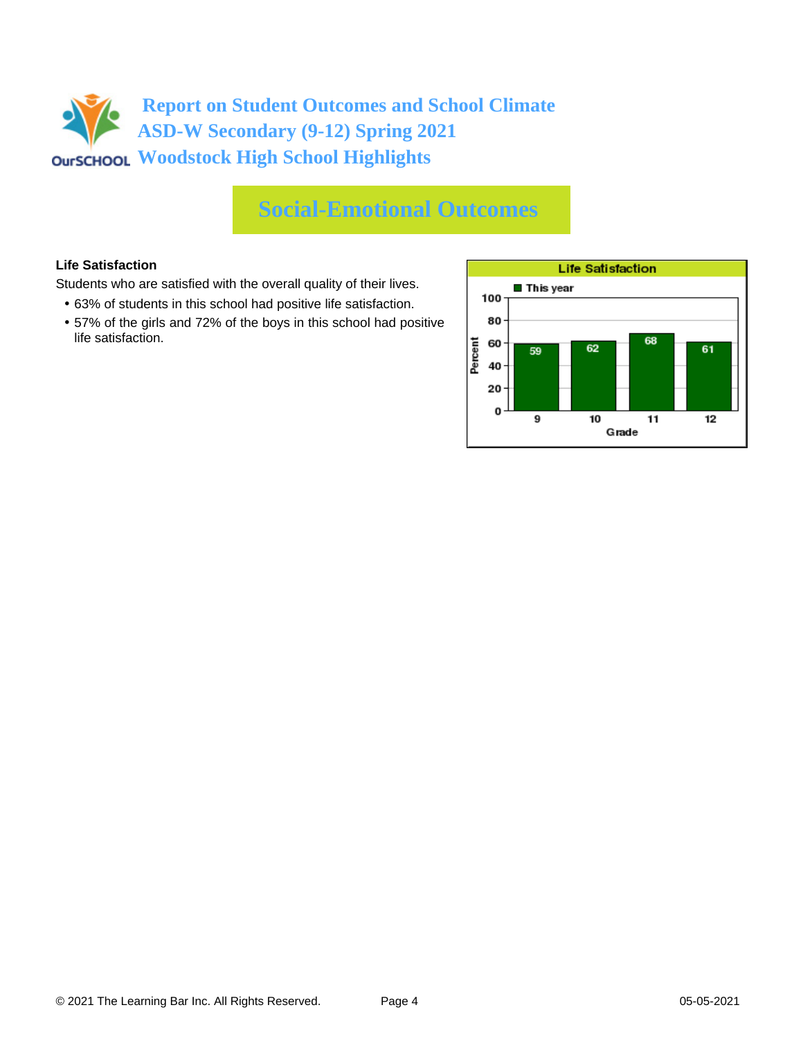# Report on Student Outcomes and School Climate
## ASD-W Secondary (9-12) Spring 2021
## Woodstock High School Highlights

## Social-Emotional Outcomes

**Life Satisfaction**

Students who are satisfied with the overall quality of their lives.

- 63% of students in this school had positive life satisfaction.
- 57% of the girls and 72% of the boys in this school had positive life satisfaction.

**Life Satisfaction**

| Grade | This year (Percent) |
|---|---|
| 9 | 59 |
| 10 | 62 |
| 11 | 68 |
| 12 | 61 |

© 2021 The Learning Bar Inc. All Rights Reserved. 05-05-2021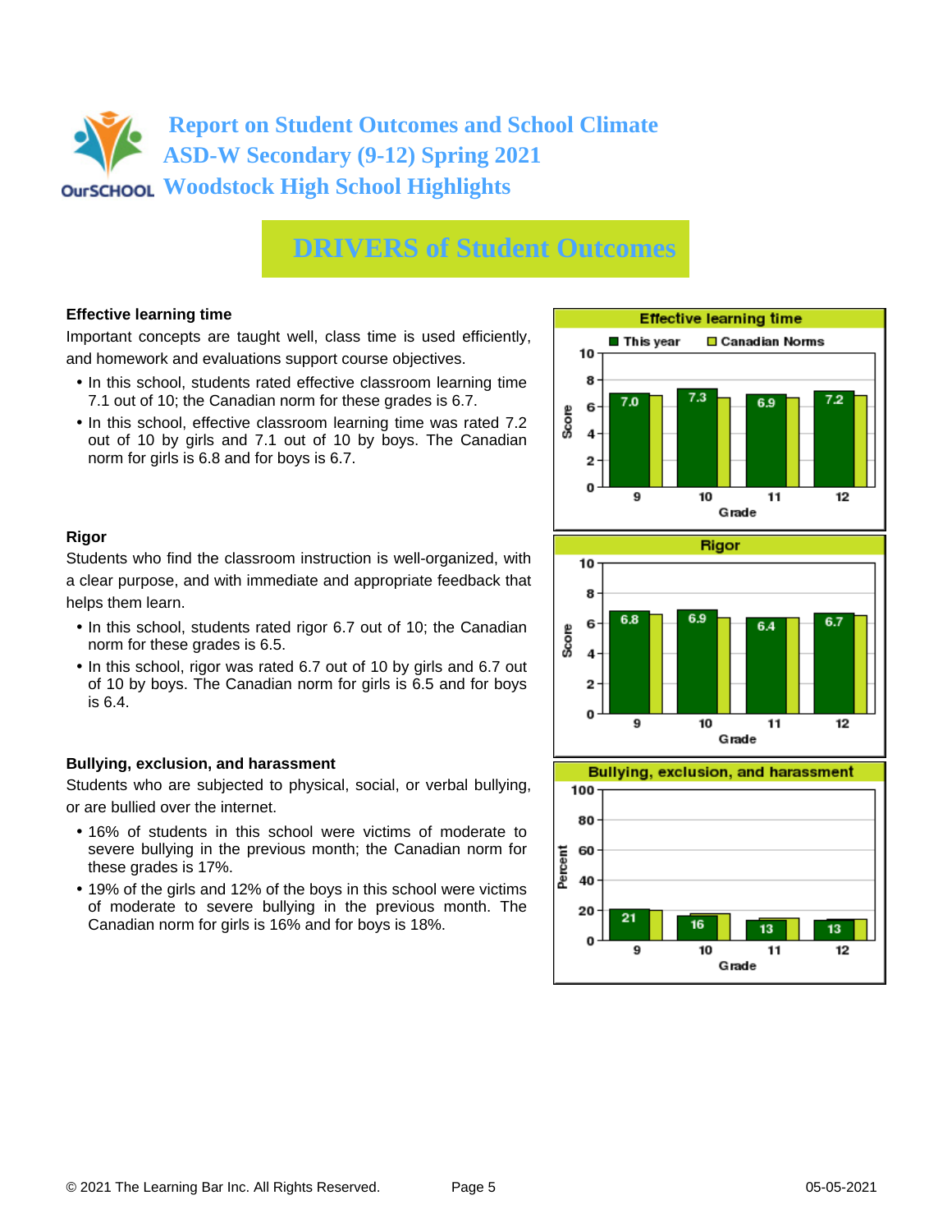# Report on Student Outcomes and School Climate
## ASD-W Secondary (9-12) Spring 2021
## Woodstock High School Highlights

# DRIVERS of Student Outcomes

### Effective learning time

Important concepts are taught well, class time is used efficiently, and homework and evaluations support course objectives.

- In this school, students rated effective classroom learning time 7.1 out of 10; the Canadian norm for these grades is 6.7.
- In this school, effective classroom learning time was rated 7.2 out of 10 by girls and 7.1 out of 10 by boys. The Canadian norm for girls is 6.8 and for boys is 6.7.

**Effective learning time** (Score)

| Grade | This year |
|---|---|
| 9 | 7.0 |
| 10 | 7.3 |
| 11 | 6.9 |
| 12 | 7.2 |

### Rigor

Students who find the classroom instruction is well-organized, with a clear purpose, and with immediate and appropriate feedback that helps them learn.

- In this school, students rated rigor 6.7 out of 10; the Canadian norm for these grades is 6.5.
- In this school, rigor was rated 6.7 out of 10 by girls and 6.7 out of 10 by boys. The Canadian norm for girls is 6.5 and for boys is 6.4.

**Rigor** (Score)

| Grade | This year |
|---|---|
| 9 | 6.8 |
| 10 | 6.9 |
| 11 | 6.4 |
| 12 | 6.7 |

### Bullying, exclusion, and harassment

Students who are subjected to physical, social, or verbal bullying, or are bullied over the internet.

- 16% of students in this school were victims of moderate to severe bullying in the previous month; the Canadian norm for these grades is 17%.
- 19% of the girls and 12% of the boys in this school were victims of moderate to severe bullying in the previous month. The Canadian norm for girls is 16% and for boys is 18%.

**Bullying, exclusion, and harassment** (Percent)

| Grade | This year |
|---|---|
| 9 | 21 |
| 10 | 16 |
| 11 | 13 |
| 12 | 13 |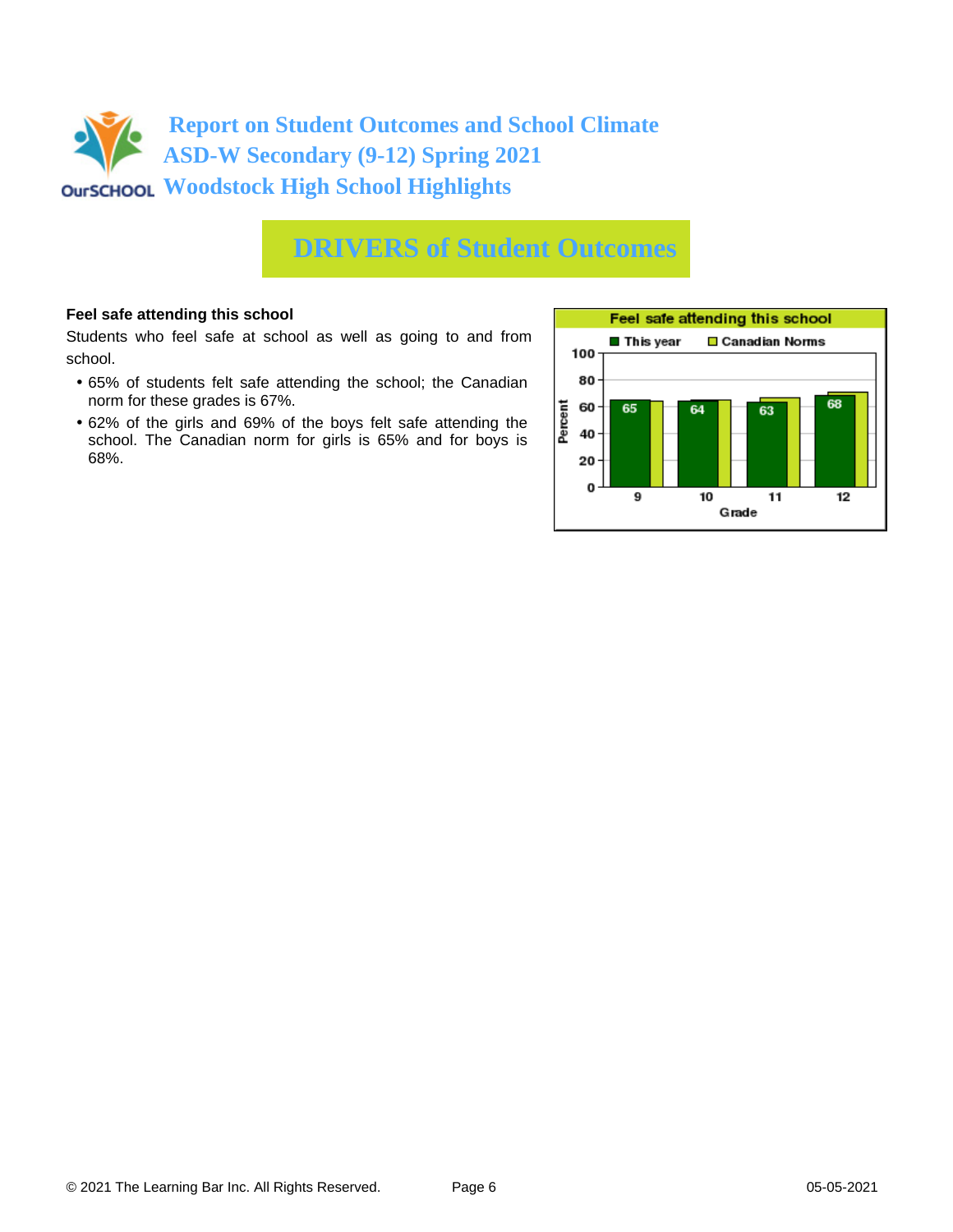# Report on Student Outcomes and School Climate
# ASD-W Secondary (9-12) Spring 2021
# Woodstock High School Highlights

## DRIVERS of Student Outcomes

**Feel safe attending this school**

Students who feel safe at school as well as going to and from school.

- 65% of students felt safe attending the school; the Canadian norm for these grades is 67%.
- 62% of the girls and 69% of the boys felt safe attending the school. The Canadian norm for girls is 65% and for boys is 68%.

**Feel safe attending this school**

| Grade | This year | Canadian Norms |
|---|---|---|
| 9 | 65 | |
| 10 | 64 | |
| 11 | 63 | |
| 12 | 68 | |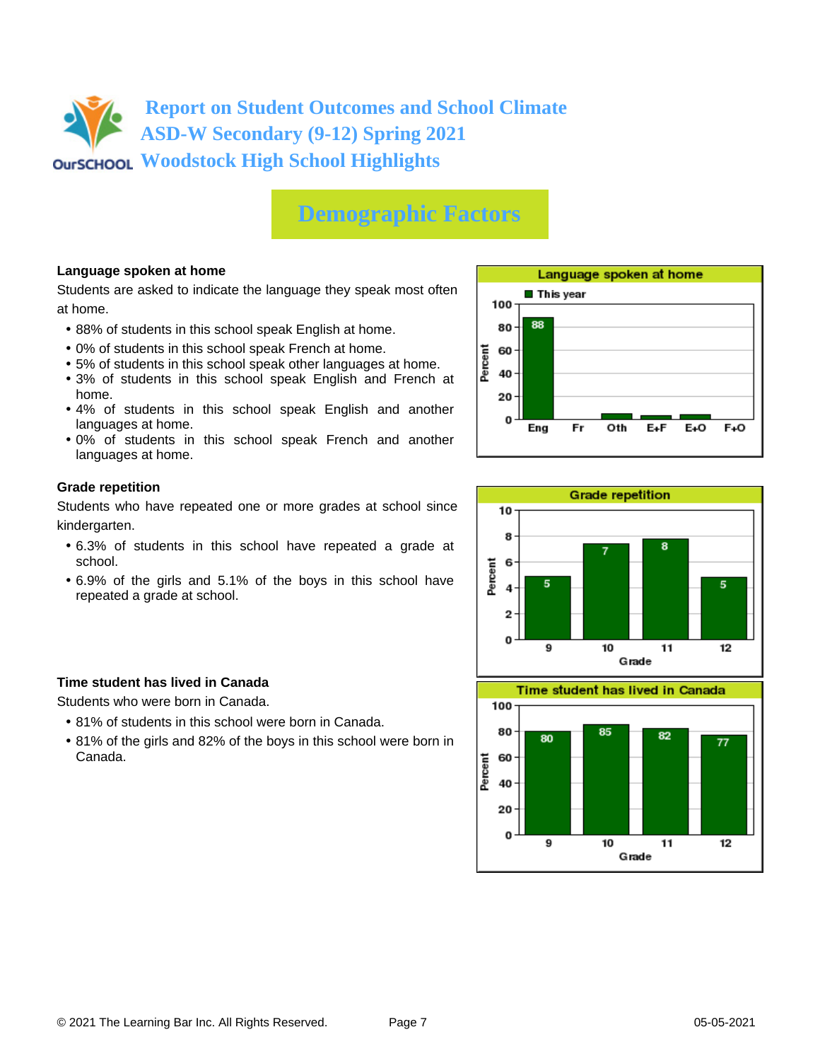# Report on Student Outcomes and School Climate
# ASD-W Secondary (9-12) Spring 2021
# Woodstock High School Highlights

## Demographic Factors

### Language spoken at home

Students are asked to indicate the language they speak most often at home.

- 88% of students in this school speak English at home.
- 0% of students in this school speak French at home.
- 5% of students in this school speak other languages at home.
- 3% of students in this school speak English and French at home.
- 4% of students in this school speak English and another languages at home.
- 0% of students in this school speak French and another languages at home.

**Language spoken at home** (This year, Percent)

| Eng | Fr | Oth | E+F | E+O | F+O |
|---|---|---|---|---|---|
| 88 | | | | | |

### Grade repetition

Students who have repeated one or more grades at school since kindergarten.

- 6.3% of students in this school have repeated a grade at school.
- 6.9% of the girls and 5.1% of the boys in this school have repeated a grade at school.

**Grade repetition** (Percent)

| Grade | 9 | 10 | 11 | 12 |
|---|---|---|---|---|
| Percent | 5 | 7 | 8 | 5 |

### Time student has lived in Canada

Students who were born in Canada.

- 81% of students in this school were born in Canada.
- 81% of the girls and 82% of the boys in this school were born in Canada.

**Time student has lived in Canada** (Percent)

| Grade | 9 | 10 | 11 | 12 |
|---|---|---|---|---|
| Percent | 80 | 85 | 82 | 77 |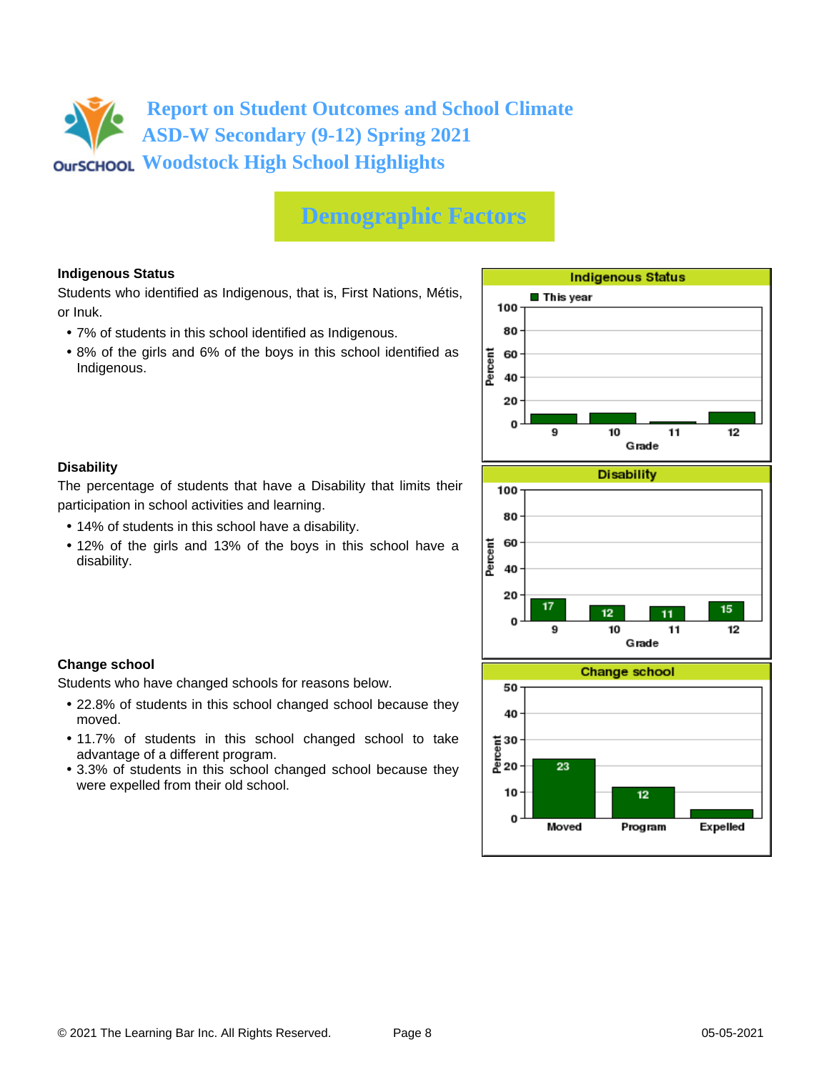# Report on Student Outcomes and School Climate
# ASD-W Secondary (9-12) Spring 2021
# Woodstock High School Highlights

## Demographic Factors

### Indigenous Status

Students who identified as Indigenous, that is, First Nations, Métis, or Inuk.

- 7% of students in this school identified as Indigenous.
- 8% of the girls and 6% of the boys in this school identified as Indigenous.

**Indigenous Status** (Percent by Grade — This year)

| Grade | 9 | 10 | 11 | 12 |
|---|---|---|---|---|

### Disability

The percentage of students that have a Disability that limits their participation in school activities and learning.

- 14% of students in this school have a disability.
- 12% of the girls and 13% of the boys in this school have a disability.

**Disability** (Percent by Grade)

| Grade | 9 | 10 | 11 | 12 |
|---|---|---|---|---|
| Percent | 17 | 12 | 11 | 15 |

### Change school

Students who have changed schools for reasons below.

- 22.8% of students in this school changed school because they moved.
- 11.7% of students in this school changed school to take advantage of a different program.
- 3.3% of students in this school changed school because they were expelled from their old school.

**Change school** (Percent)

| | Moved | Program | Expelled |
|---|---|---|---|
| Percent | 23 | 12 | |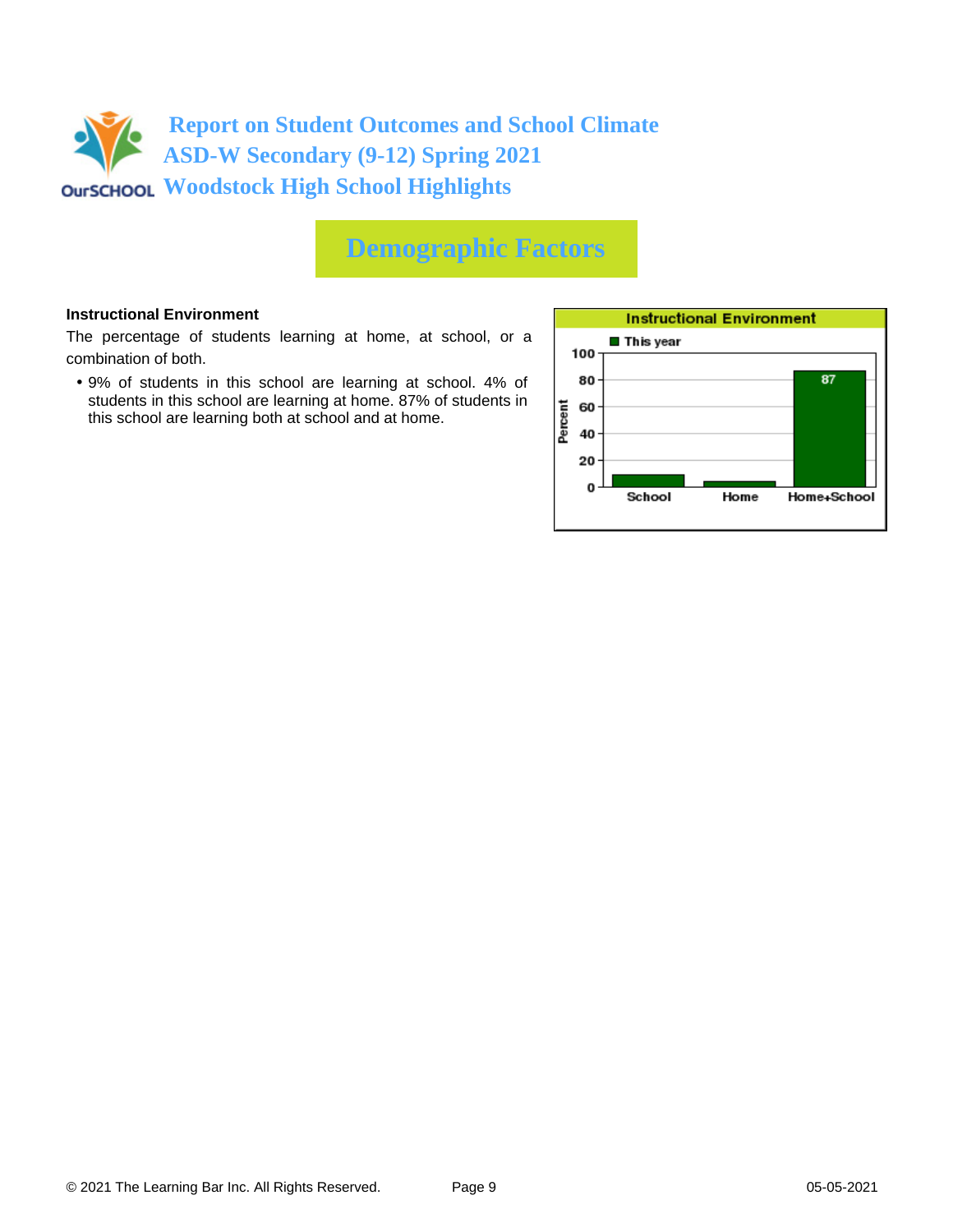# Report on Student Outcomes and School Climate
## ASD-W Secondary (9-12) Spring 2021
## Woodstock High School Highlights

## Demographic Factors

**Instructional Environment**

The percentage of students learning at home, at school, or a combination of both.

- 9% of students in this school are learning at school. 4% of students in this school are learning at home. 87% of students in this school are learning both at school and at home.

**Instructional Environment**

| | School | Home | Home+School |
|---|---|---|---|
| This year (Percent) | 9 | 4 | 87 |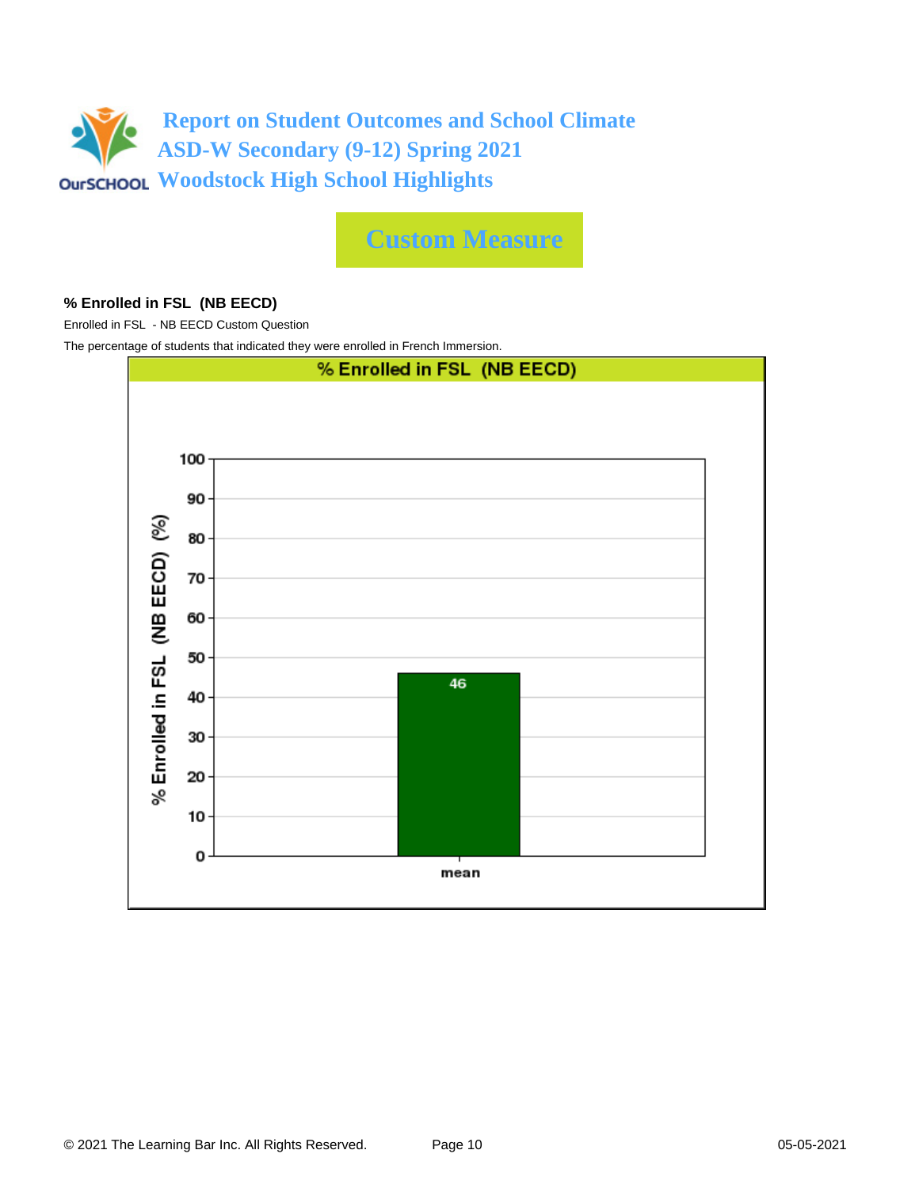# Report on Student Outcomes and School Climate
## ASD-W Secondary (9-12) Spring 2021
## Woodstock High School Highlights

## Custom Measure

### % Enrolled in FSL (NB EECD)

Enrolled in FSL - NB EECD Custom Question

The percentage of students that indicated they were enrolled in French Immersion.

**% Enrolled in FSL (NB EECD)**

| | % Enrolled in FSL (NB EECD) (%) |
|---|---|
| mean | 46 |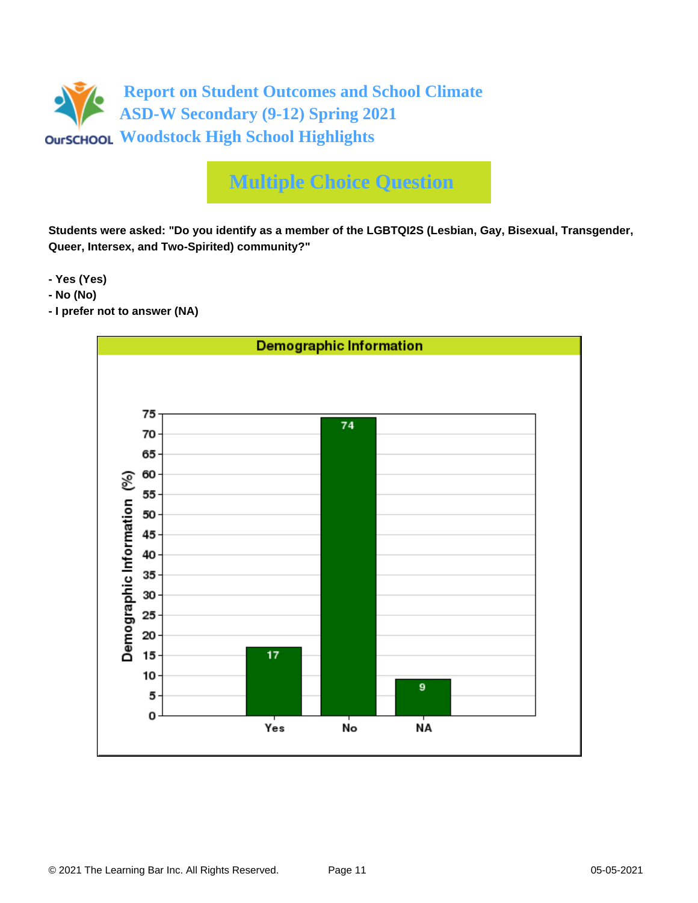# Report on Student Outcomes and School Climate
## ASD-W Secondary (9-12) Spring 2021
## Woodstock High School Highlights

## Multiple Choice Question

**Students were asked: "Do you identify as a member of the LGBTQI2S (Lesbian, Gay, Bisexual, Transgender, Queer, Intersex, and Two-Spirited) community?"**

- **Yes (Yes)**
- **No (No)**
- **I prefer not to answer (NA)**

**Demographic Information**

| Response | Demographic Information (%) |
|---|---|
| Yes | 17 |
| No | 74 |
| NA | 9 |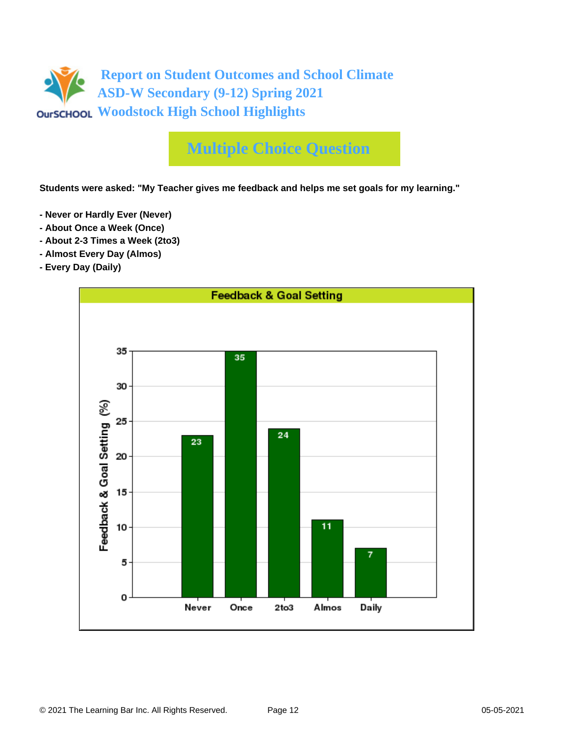# Report on Student Outcomes and School Climate
## ASD-W Secondary (9-12) Spring 2021
## Woodstock High School Highlights

## Multiple Choice Question

**Students were asked: "My Teacher gives me feedback and helps me set goals for my learning."**

- **Never or Hardly Ever (Never)**
- **About Once a Week (Once)**
- **About 2-3 Times a Week (2to3)**
- **Almost Every Day (Almos)**
- **Every Day (Daily)**

**Feedback & Goal Setting**

| Response | Feedback & Goal Setting (%) |
|---|---|
| Never | 23 |
| Once | 35 |
| 2to3 | 24 |
| Almos | 11 |
| Daily | 7 |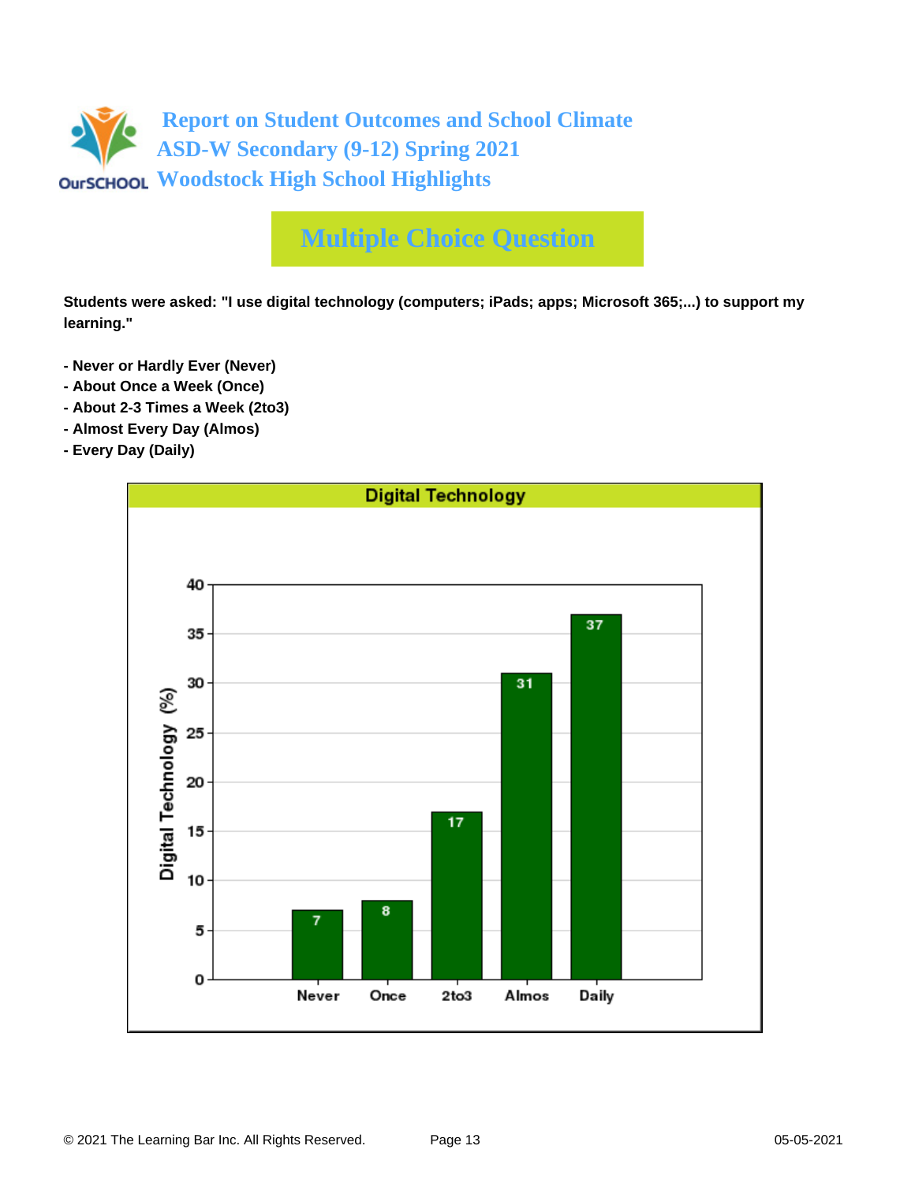# Report on Student Outcomes and School Climate
# ASD-W Secondary (9-12) Spring 2021
# Woodstock High School Highlights

## Multiple Choice Question

**Students were asked: "I use digital technology (computers; iPads; apps; Microsoft 365;...) to support my learning."**

- **Never or Hardly Ever (Never)**
- **About Once a Week (Once)**
- **About 2-3 Times a Week (2to3)**
- **Almost Every Day (Almos)**
- **Every Day (Daily)**

Digital Technology

Digital Technology (%)

0
5
10
15
20
25
30
35
40

7
8
17
31
37

Never
Once
2to3
Almos
Daily